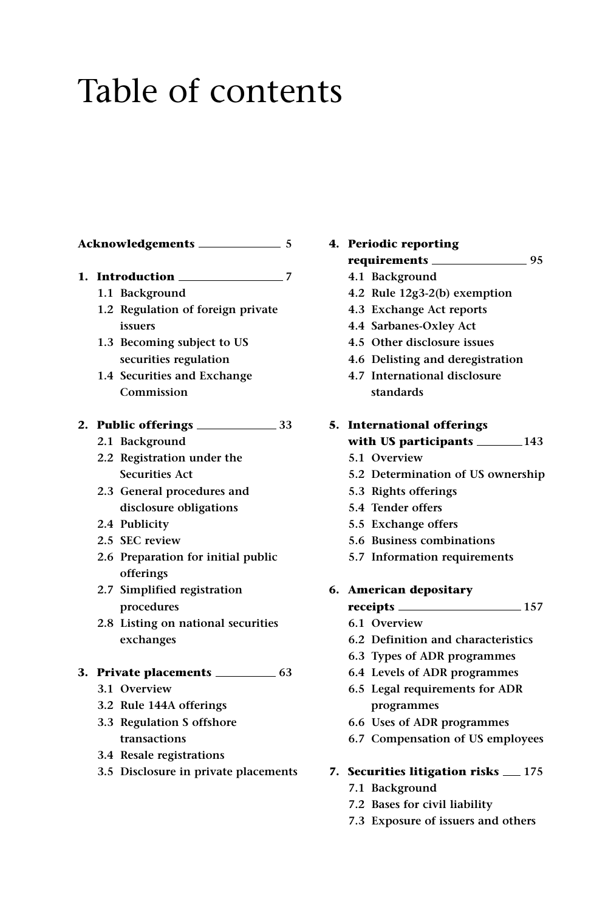# Table of contents

**Acknowledgements** ______ 5

**1. Introduction** ______ 7

- 1.1 Background
- 1.2 Regulation of foreign private issuers
- 1.3 Becoming subject to US securities regulation
- 1.4 Securities and Exchange Commission

**2. Public offerings** ______ 33

- 2.1 Background
- 2.2 Registration under the Securities Act
- 2.3 General procedures and disclosure obligations
- 2.4 Publicity
- 2.5 SEC review
- 2.6 Preparation for initial public offerings
- 2.7 Simplified registration procedures
- 2.8 Listing on national securities exchanges

**3. Private placements** ______ 63

- 3.1 Overview
- 3.2 Rule 144A offerings
- 3.3 Regulation S offshore transactions
- 3.4 Resale registrations
- 3.5 Disclosure in private placements

**4. Periodic reporting requirements** ______ 95

- 4.1 Background
- 4.2 Rule 12g3-2(b) exemption
- 4.3 Exchange Act reports
- 4.4 Sarbanes-Oxley Act
- 4.5 Other disclosure issues
- 4.6 Delisting and deregistration
- 4.7 International disclosure standards

**5. International offerings with US participants** ______ 143

- 5.1 Overview
- 5.2 Determination of US ownership
- 5.3 Rights offerings
- 5.4 Tender offers
- 5.5 Exchange offers
- 5.6 Business combinations
- 5.7 Information requirements

**6. American depositary receipts** ______ 157

- 6.1 Overview
- 6.2 Definition and characteristics
- 6.3 Types of ADR programmes
- 6.4 Levels of ADR programmes
- 6.5 Legal requirements for ADR programmes
- 6.6 Uses of ADR programmes
- 6.7 Compensation of US employees

**7. Securities litigation risks** ______ 175

- 7.1 Background
- 7.2 Bases for civil liability
- 7.3 Exposure of issuers and others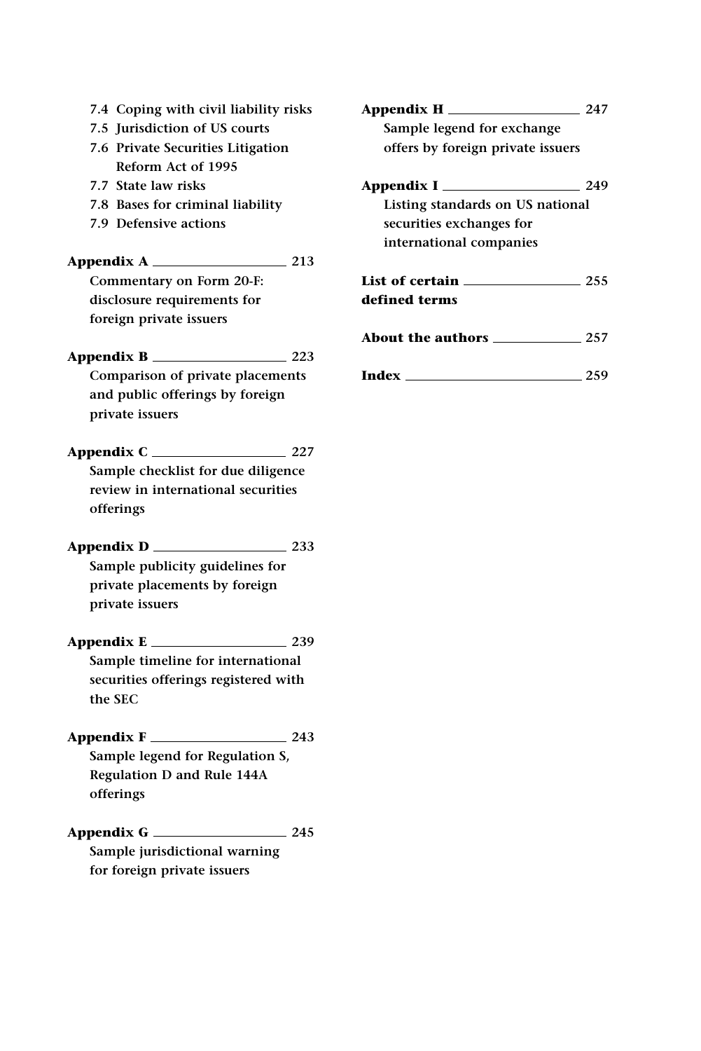- 7.4 Coping with civil liability risks
- 7.5 Jurisdiction of US courts
- 7.6 Private Securities Litigation Reform Act of 1995
- 7.7 State law risks
- 7.8 Bases for criminal liability
- 7.9 Defensive actions

**Appendix A** — 213
Commentary on Form 20-F: disclosure requirements for foreign private issuers

**Appendix B** — 223
Comparison of private placements and public offerings by foreign private issuers

**Appendix C** — 227
Sample checklist for due diligence review in international securities offerings

**Appendix D** — 233
Sample publicity guidelines for private placements by foreign private issuers

**Appendix E** — 239
Sample timeline for international securities offerings registered with the SEC

**Appendix F** — 243
Sample legend for Regulation S, Regulation D and Rule 144A offerings

**Appendix G** — 245
Sample jurisdictional warning for foreign private issuers

**Appendix H** — 247
Sample legend for exchange offers by foreign private issuers

**Appendix I** — 249
Listing standards on US national securities exchanges for international companies

**List of certain defined terms** — 255

**About the authors** — 257

**Index** — 259